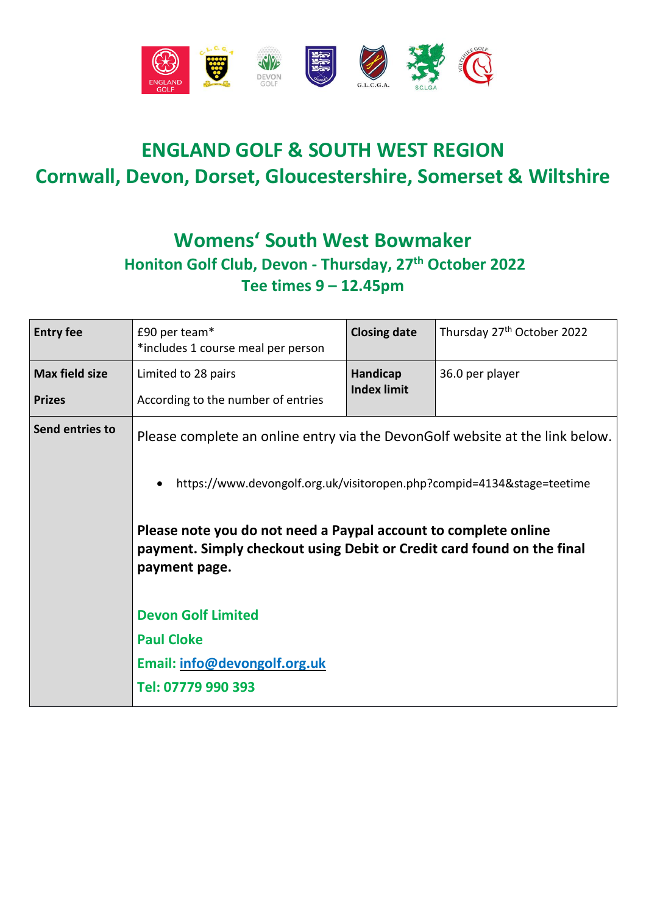# ENGLAND GOLF & SOUTH WEST REGION

## Cornwall, Devon, Dorset, Gloucestershire, Somerset & Wiltshire

## Womens' South West Bowmaker

### Honiton Golf Club, Devon - Thursday, 27th October 2022

### Tee times 9 – 12.45pm

| **Entry fee** | £90 per team\*<br>\*includes 1 course meal per person | **Closing date** | Thursday 27th October 2022 |
|---|---|---|---|
| **Max field size**<br><br>**Prizes** | Limited to 28 pairs<br><br>According to the number of entries | **Handicap Index limit** | 36.0 per player |
| **Send entries to** | Please complete an online entry via the DevonGolf website at the link below.<br><br>• https://www.devongolf.org.uk/visitoropen.php?compid=4134&stage=teetime<br><br>**Please note you do not need a Paypal account to complete online payment. Simply checkout using Debit or Credit card found on the final payment page.**<br><br>**Devon Golf Limited**<br>**Paul Cloke**<br>**Email: info@devongolf.org.uk**<br>**Tel: 07779 990 393** | | |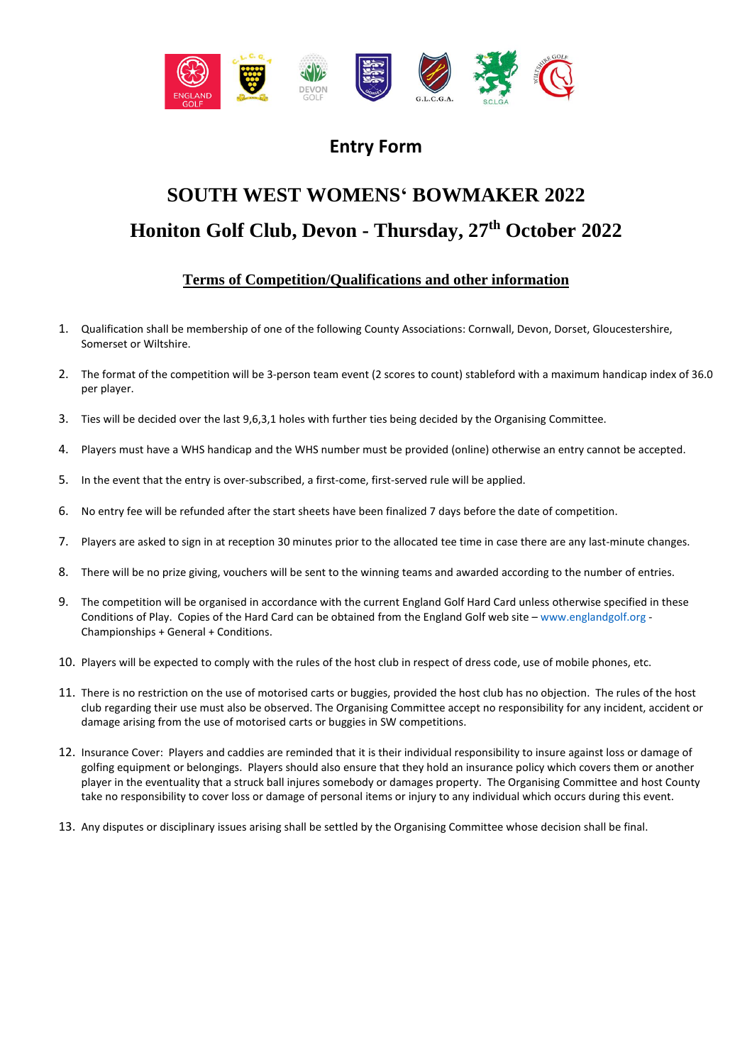# Entry Form

## SOUTH WEST WOMENS' BOWMAKER 2022

## Honiton Golf Club, Devon - Thursday, 27th October 2022

### Terms of Competition/Qualifications and other information

1. Qualification shall be membership of one of the following County Associations: Cornwall, Devon, Dorset, Gloucestershire, Somerset or Wiltshire.

2. The format of the competition will be 3-person team event (2 scores to count) stableford with a maximum handicap index of 36.0 per player.

3. Ties will be decided over the last 9,6,3,1 holes with further ties being decided by the Organising Committee.

4. Players must have a WHS handicap and the WHS number must be provided (online) otherwise an entry cannot be accepted.

5. In the event that the entry is over-subscribed, a first-come, first-served rule will be applied.

6. No entry fee will be refunded after the start sheets have been finalized 7 days before the date of competition.

7. Players are asked to sign in at reception 30 minutes prior to the allocated tee time in case there are any last-minute changes.

8. There will be no prize giving, vouchers will be sent to the winning teams and awarded according to the number of entries.

9. The competition will be organised in accordance with the current England Golf Hard Card unless otherwise specified in these Conditions of Play. Copies of the Hard Card can be obtained from the England Golf web site – www.englandgolf.org - Championships + General + Conditions.

10. Players will be expected to comply with the rules of the host club in respect of dress code, use of mobile phones, etc.

11. There is no restriction on the use of motorised carts or buggies, provided the host club has no objection. The rules of the host club regarding their use must also be observed. The Organising Committee accept no responsibility for any incident, accident or damage arising from the use of motorised carts or buggies in SW competitions.

12. Insurance Cover: Players and caddies are reminded that it is their individual responsibility to insure against loss or damage of golfing equipment or belongings. Players should also ensure that they hold an insurance policy which covers them or another player in the eventuality that a struck ball injures somebody or damages property. The Organising Committee and host County take no responsibility to cover loss or damage of personal items or injury to any individual which occurs during this event.

13. Any disputes or disciplinary issues arising shall be settled by the Organising Committee whose decision shall be final.